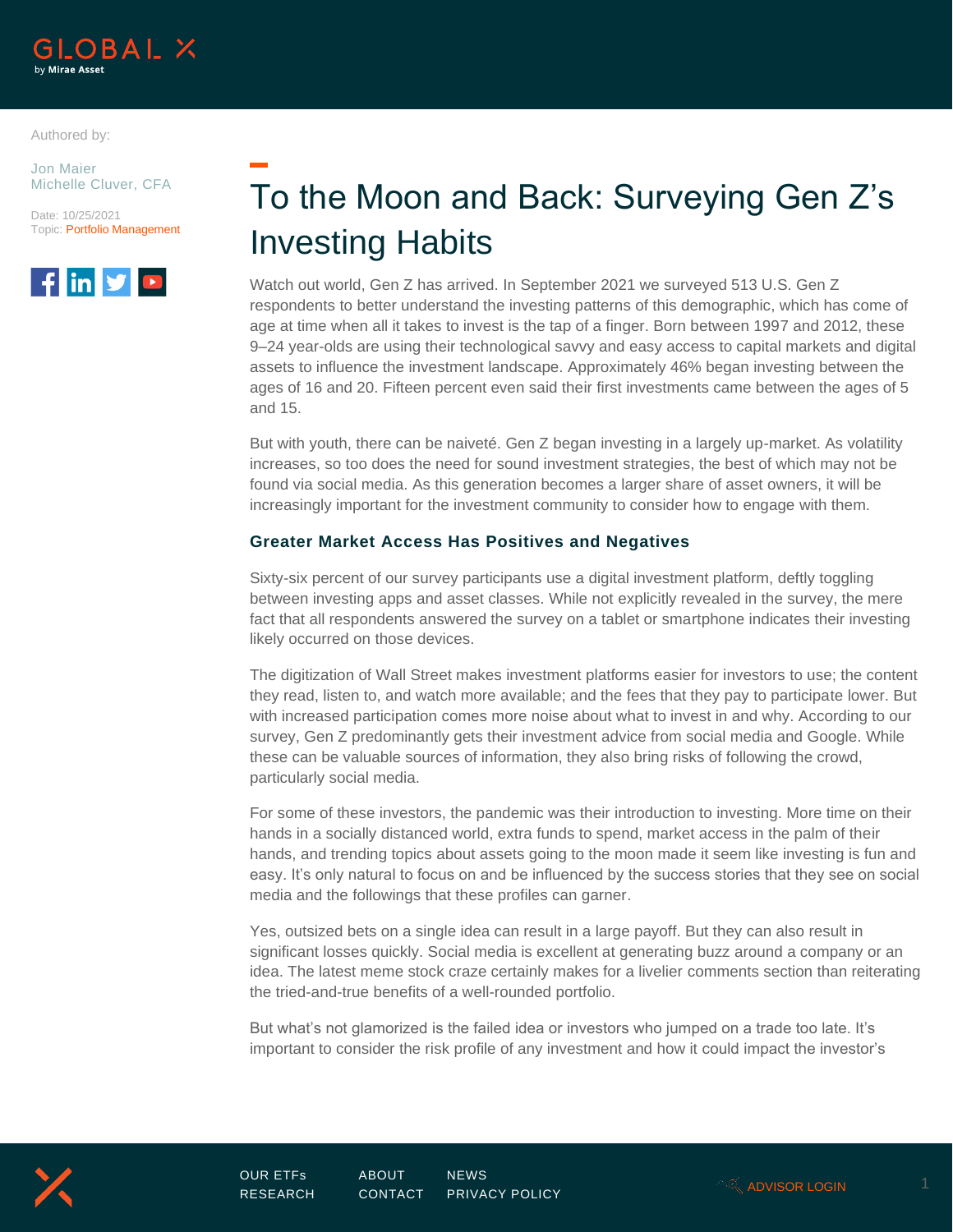Authored by:

Jon Maier
Michelle Cluver, CFA

Date: 10/25/2021
Topic: Portfolio Management

# To the Moon and Back: Surveying Gen Z's Investing Habits

Watch out world, Gen Z has arrived. In September 2021 we surveyed 513 U.S. Gen Z respondents to better understand the investing patterns of this demographic, which has come of age at time when all it takes to invest is the tap of a finger. Born between 1997 and 2012, these 9–24 year-olds are using their technological savvy and easy access to capital markets and digital assets to influence the investment landscape. Approximately 46% began investing between the ages of 16 and 20. Fifteen percent even said their first investments came between the ages of 5 and 15.

But with youth, there can be naiveté. Gen Z began investing in a largely up-market. As volatility increases, so too does the need for sound investment strategies, the best of which may not be found via social media. As this generation becomes a larger share of asset owners, it will be increasingly important for the investment community to consider how to engage with them.

### Greater Market Access Has Positives and Negatives

Sixty-six percent of our survey participants use a digital investment platform, deftly toggling between investing apps and asset classes. While not explicitly revealed in the survey, the mere fact that all respondents answered the survey on a tablet or smartphone indicates their investing likely occurred on those devices.

The digitization of Wall Street makes investment platforms easier for investors to use; the content they read, listen to, and watch more available; and the fees that they pay to participate lower. But with increased participation comes more noise about what to invest in and why. According to our survey, Gen Z predominantly gets their investment advice from social media and Google. While these can be valuable sources of information, they also bring risks of following the crowd, particularly social media.

For some of these investors, the pandemic was their introduction to investing. More time on their hands in a socially distanced world, extra funds to spend, market access in the palm of their hands, and trending topics about assets going to the moon made it seem like investing is fun and easy. It's only natural to focus on and be influenced by the success stories that they see on social media and the followings that these profiles can garner.

Yes, outsized bets on a single idea can result in a large payoff. But they can also result in significant losses quickly. Social media is excellent at generating buzz around a company or an idea. The latest meme stock craze certainly makes for a livelier comments section than reiterating the tried-and-true benefits of a well-rounded portfolio.

But what's not glamorized is the failed idea or investors who jumped on a trade too late. It's important to consider the risk profile of any investment and how it could impact the investor's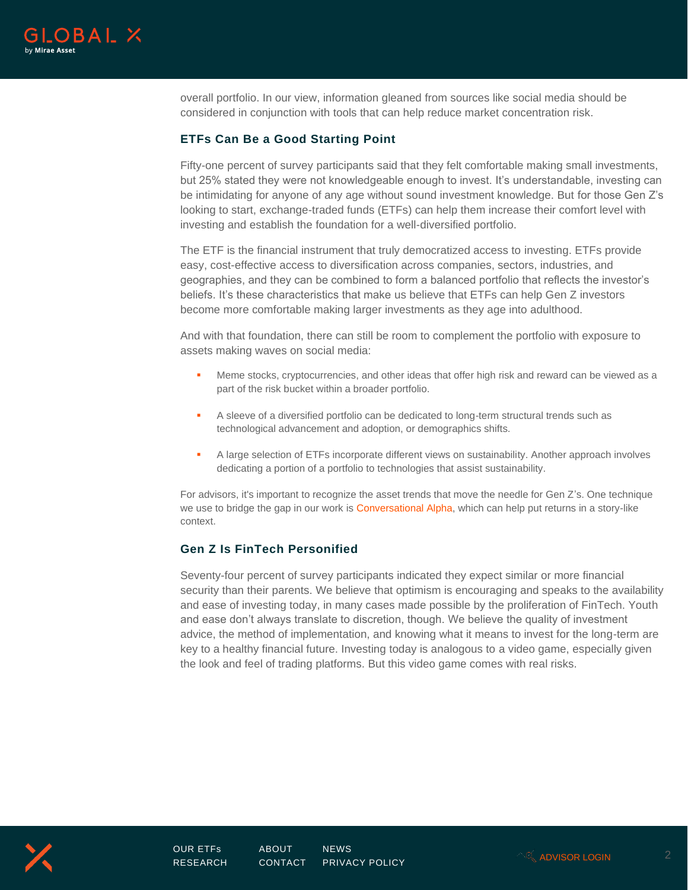overall portfolio. In our view, information gleaned from sources like social media should be considered in conjunction with tools that can help reduce market concentration risk.

### ETFs Can Be a Good Starting Point

Fifty-one percent of survey participants said that they felt comfortable making small investments, but 25% stated they were not knowledgeable enough to invest. It's understandable, investing can be intimidating for anyone of any age without sound investment knowledge. But for those Gen Z's looking to start, exchange-traded funds (ETFs) can help them increase their comfort level with investing and establish the foundation for a well-diversified portfolio.

The ETF is the financial instrument that truly democratized access to investing. ETFs provide easy, cost-effective access to diversification across companies, sectors, industries, and geographies, and they can be combined to form a balanced portfolio that reflects the investor's beliefs. It's these characteristics that make us believe that ETFs can help Gen Z investors become more comfortable making larger investments as they age into adulthood.

And with that foundation, there can still be room to complement the portfolio with exposure to assets making waves on social media:

- Meme stocks, cryptocurrencies, and other ideas that offer high risk and reward can be viewed as a part of the risk bucket within a broader portfolio.
- A sleeve of a diversified portfolio can be dedicated to long-term structural trends such as technological advancement and adoption, or demographics shifts.
- A large selection of ETFs incorporate different views on sustainability. Another approach involves dedicating a portion of a portfolio to technologies that assist sustainability.

For advisors, it's important to recognize the asset trends that move the needle for Gen Z's. One technique we use to bridge the gap in our work is Conversational Alpha, which can help put returns in a story-like context.

### Gen Z Is FinTech Personified

Seventy-four percent of survey participants indicated they expect similar or more financial security than their parents. We believe that optimism is encouraging and speaks to the availability and ease of investing today, in many cases made possible by the proliferation of FinTech. Youth and ease don't always translate to discretion, though. We believe the quality of investment advice, the method of implementation, and knowing what it means to invest for the long-term are key to a healthy financial future. Investing today is analogous to a video game, especially given the look and feel of trading platforms. But this video game comes with real risks.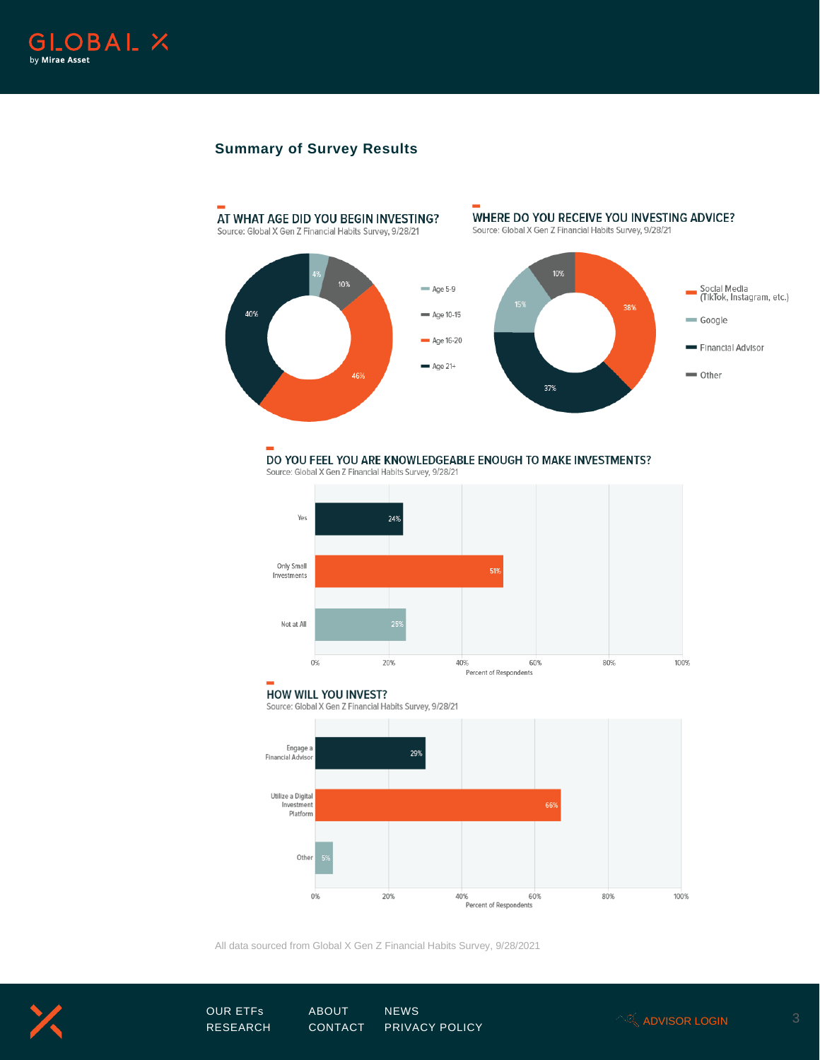## Summary of Survey Results

### AT WHAT AGE DID YOU BEGIN INVESTING?

Source: Global X Gen Z Financial Habits Survey, 9/28/21

| Age | Percent |
|---|---|
| Age 5-9 | 4% |
| Age 10-15 | 10% |
| Age 16-20 | 46% |
| Age 21+ | 40% |

### WHERE DO YOU RECEIVE YOU INVESTING ADVICE?

Source: Global X Gen Z Financial Habits Survey, 9/28/21

| Source | Percent |
|---|---|
| Social Media (TikTok, Instagram, etc.) | 38% |
| Google | 15% |
| Financial Advisor | 37% |
| Other | 10% |

### DO YOU FEEL YOU ARE KNOWLEDGEABLE ENOUGH TO MAKE INVESTMENTS?

Source: Global X Gen Z Financial Habits Survey, 9/28/21

| Response | Percent of Respondents |
|---|---|
| Yes | 24% |
| Only Small Investments | 51% |
| Not at All | 25% |

### HOW WILL YOU INVEST?

Source: Global X Gen Z Financial Habits Survey, 9/28/21

| Response | Percent of Respondents |
|---|---|
| Engage a Financial Advisor | 29% |
| Utilize a Digital Investment Platform | 66% |
| Other | 5% |

All data sourced from Global X Gen Z Financial Habits Survey, 9/28/2021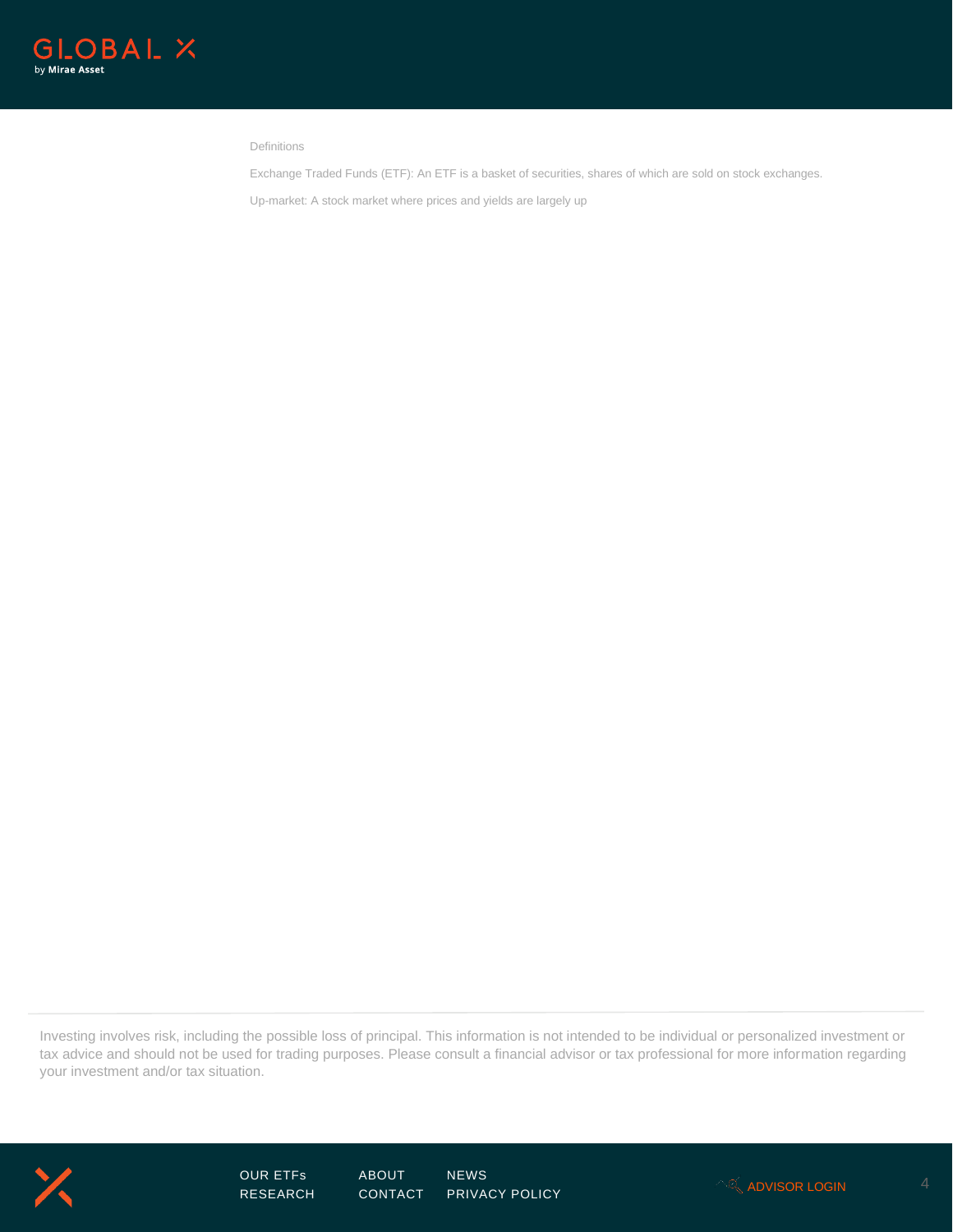Definitions

Exchange Traded Funds (ETF): An ETF is a basket of securities, shares of which are sold on stock exchanges.

Up-market: A stock market where prices and yields are largely up

Investing involves risk, including the possible loss of principal. This information is not intended to be individual or personalized investment or tax advice and should not be used for trading purposes. Please consult a financial advisor or tax professional for more information regarding your investment and/or tax situation.